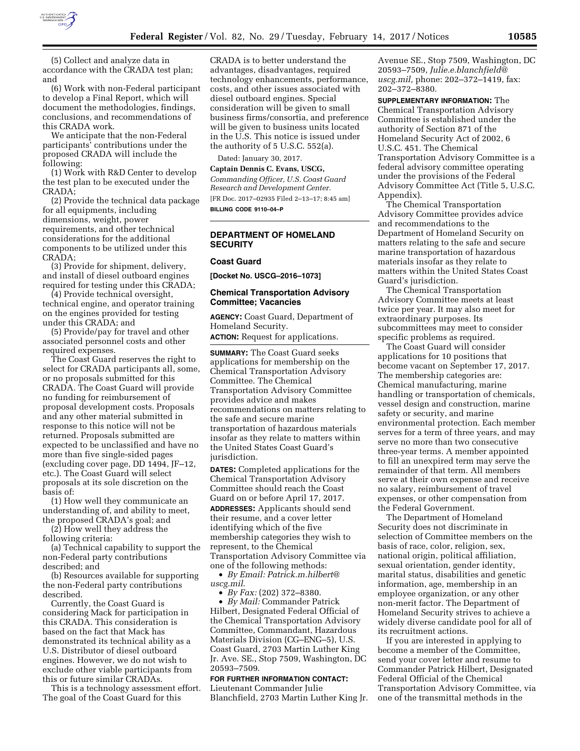(5) Collect and analyze data in accordance with the CRADA test plan; and

(6) Work with non-Federal participant to develop a Final Report, which will document the methodologies, findings, conclusions, and recommendations of this CRADA work.

We anticipate that the non-Federal participants' contributions under the proposed CRADA will include the following:

(1) Work with R&D Center to develop the test plan to be executed under the CRADA;

(2) Provide the technical data package for all equipments, including dimensions, weight, power requirements, and other technical considerations for the additional components to be utilized under this CRADA;

(3) Provide for shipment, delivery, and install of diesel outboard engines required for testing under this CRADA;

(4) Provide technical oversight, technical engine, and operator training on the engines provided for testing under this CRADA; and

(5) Provide/pay for travel and other associated personnel costs and other required expenses.

The Coast Guard reserves the right to select for CRADA participants all, some, or no proposals submitted for this CRADA. The Coast Guard will provide no funding for reimbursement of proposal development costs. Proposals and any other material submitted in response to this notice will not be returned. Proposals submitted are expected to be unclassified and have no more than five single-sided pages (excluding cover page, DD 1494, JF–12, etc.). The Coast Guard will select proposals at its sole discretion on the basis of:

(1) How well they communicate an understanding of, and ability to meet, the proposed CRADA's goal; and

(2) How well they address the following criteria:

(a) Technical capability to support the non-Federal party contributions described; and

(b) Resources available for supporting the non-Federal party contributions described.

Currently, the Coast Guard is considering Mack for participation in this CRADA. This consideration is based on the fact that Mack has demonstrated its technical ability as a U.S. Distributor of diesel outboard engines. However, we do not wish to exclude other viable participants from this or future similar CRADAs.

This is a technology assessment effort. The goal of the Coast Guard for this CRADA is to better understand the advantages, disadvantages, required technology enhancements, performance, costs, and other issues associated with diesel outboard engines. Special consideration will be given to small business firms/consortia, and preference will be given to business units located in the U.S. This notice is issued under the authority of 5 U.S.C. 552(a).

Dated: January 30, 2017.

**Captain Dennis C. Evans, USCG,**

*Commanding Officer, U.S. Coast Guard Research and Development Center.*

[FR Doc. 2017–02935 Filed 2–13–17; 8:45 am]

**BILLING CODE 9110–04–P**

## DEPARTMENT OF HOMELAND SECURITY

### Coast Guard

**[Docket No. USCG–2016–1073]**

### Chemical Transportation Advisory Committee; Vacancies

**AGENCY:** Coast Guard, Department of Homeland Security.

**ACTION:** Request for applications.

**SUMMARY:** The Coast Guard seeks applications for membership on the Chemical Transportation Advisory Committee. The Chemical Transportation Advisory Committee provides advice and makes recommendations on matters relating to the safe and secure marine transportation of hazardous materials insofar as they relate to matters within the United States Coast Guard's jurisdiction.

**DATES:** Completed applications for the Chemical Transportation Advisory Committee should reach the Coast Guard on or before April 17, 2017.

**ADDRESSES:** Applicants should send their resume, and a cover letter identifying which of the five membership categories they wish to represent, to the Chemical Transportation Advisory Committee via one of the following methods:

- *By Email: Patrick.m.hilbert@uscg.mil.*
- *By Fax:* (202) 372–8380.
- *By Mail:* Commander Patrick Hilbert, Designated Federal Official of the Chemical Transportation Advisory Committee, Commandant, Hazardous Materials Division (CG–ENG–5), U.S. Coast Guard, 2703 Martin Luther King Jr. Ave. SE., Stop 7509, Washington, DC 20593–7509.

**FOR FURTHER INFORMATION CONTACT:** Lieutenant Commander Julie Blanchfield, 2703 Martin Luther King Jr. Avenue SE., Stop 7509, Washington, DC 20593–7509, *Julie.e.blanchfield@uscg.mil,* phone: 202–372–1419, fax: 202–372–8380.

**SUPPLEMENTARY INFORMATION:** The Chemical Transportation Advisory Committee is established under the authority of Section 871 of the Homeland Security Act of 2002, 6 U.S.C. 451. The Chemical Transportation Advisory Committee is a federal advisory committee operating under the provisions of the Federal Advisory Committee Act (Title 5, U.S.C. Appendix).

The Chemical Transportation Advisory Committee provides advice and recommendations to the Department of Homeland Security on matters relating to the safe and secure marine transportation of hazardous materials insofar as they relate to matters within the United States Coast Guard's jurisdiction.

The Chemical Transportation Advisory Committee meets at least twice per year. It may also meet for extraordinary purposes. Its subcommittees may meet to consider specific problems as required.

The Coast Guard will consider applications for 10 positions that become vacant on September 17, 2017. The membership categories are: Chemical manufacturing, marine handling or transportation of chemicals, vessel design and construction, marine safety or security, and marine environmental protection. Each member serves for a term of three years, and may serve no more than two consecutive three-year terms. A member appointed to fill an unexpired term may serve the remainder of that term. All members serve at their own expense and receive no salary, reimbursement of travel expenses, or other compensation from the Federal Government.

The Department of Homeland Security does not discriminate in selection of Committee members on the basis of race, color, religion, sex, national origin, political affiliation, sexual orientation, gender identity, marital status, disabilities and genetic information, age, membership in an employee organization, or any other non-merit factor. The Department of Homeland Security strives to achieve a widely diverse candidate pool for all of its recruitment actions.

If you are interested in applying to become a member of the Committee, send your cover letter and resume to Commander Patrick Hilbert, Designated Federal Official of the Chemical Transportation Advisory Committee, via one of the transmittal methods in the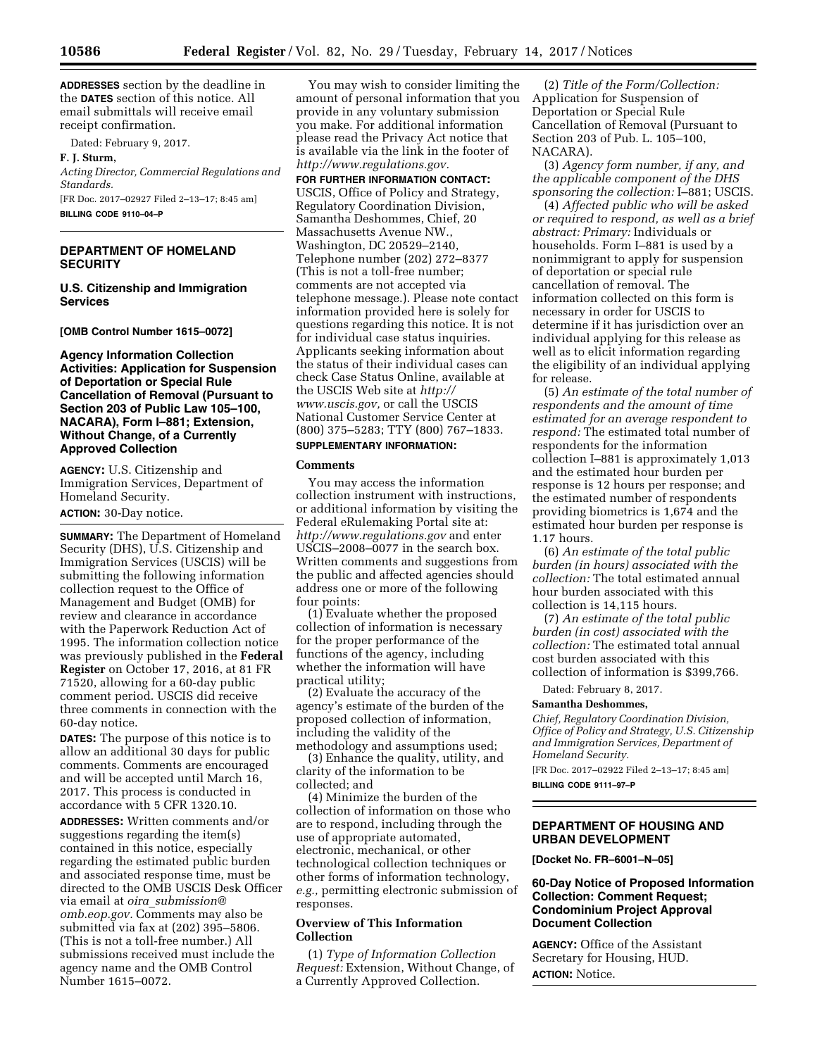**ADDRESSES** section by the deadline in the **DATES** section of this notice. All email submittals will receive email receipt confirmation.

Dated: February 9, 2017.

**F. J. Sturm,**

*Acting Director, Commercial Regulations and Standards.*

[FR Doc. 2017–02927 Filed 2–13–17; 8:45 am]

**BILLING CODE 9110–04–P**

## DEPARTMENT OF HOMELAND SECURITY

### U.S. Citizenship and Immigration Services

**[OMB Control Number 1615–0072]**

### Agency Information Collection Activities: Application for Suspension of Deportation or Special Rule Cancellation of Removal (Pursuant to Section 203 of Public Law 105–100, NACARA), Form I–881; Extension, Without Change, of a Currently Approved Collection

**AGENCY:** U.S. Citizenship and Immigration Services, Department of Homeland Security.

**ACTION:** 30-Day notice.

**SUMMARY:** The Department of Homeland Security (DHS), U.S. Citizenship and Immigration Services (USCIS) will be submitting the following information collection request to the Office of Management and Budget (OMB) for review and clearance in accordance with the Paperwork Reduction Act of 1995. The information collection notice was previously published in the **Federal Register** on October 17, 2016, at 81 FR 71520, allowing for a 60-day public comment period. USCIS did receive three comments in connection with the 60-day notice.

**DATES:** The purpose of this notice is to allow an additional 30 days for public comments. Comments are encouraged and will be accepted until March 16, 2017. This process is conducted in accordance with 5 CFR 1320.10.

**ADDRESSES:** Written comments and/or suggestions regarding the item(s) contained in this notice, especially regarding the estimated public burden and associated response time, must be directed to the OMB USCIS Desk Officer via email at *oira_submission@omb.eop.gov.* Comments may also be submitted via fax at (202) 395–5806. (This is not a toll-free number.) All submissions received must include the agency name and the OMB Control Number 1615–0072.

You may wish to consider limiting the amount of personal information that you provide in any voluntary submission you make. For additional information please read the Privacy Act notice that is available via the link in the footer of *http://www.regulations.gov.*

**FOR FURTHER INFORMATION CONTACT:** USCIS, Office of Policy and Strategy, Regulatory Coordination Division, Samantha Deshommes, Chief, 20 Massachusetts Avenue NW., Washington, DC 20529–2140, Telephone number (202) 272–8377 (This is not a toll-free number; comments are not accepted via telephone message.). Please note contact information provided here is solely for questions regarding this notice. It is not for individual case status inquiries. Applicants seeking information about the status of their individual cases can check Case Status Online, available at the USCIS Web site at *http://www.uscis.gov,* or call the USCIS National Customer Service Center at (800) 375–5283; TTY (800) 767–1833.

**SUPPLEMENTARY INFORMATION:**

#### Comments

You may access the information collection instrument with instructions, or additional information by visiting the Federal eRulemaking Portal site at: *http://www.regulations.gov* and enter USCIS–2008–0077 in the search box. Written comments and suggestions from the public and affected agencies should address one or more of the following four points:

(1) Evaluate whether the proposed collection of information is necessary for the proper performance of the functions of the agency, including whether the information will have practical utility;

(2) Evaluate the accuracy of the agency's estimate of the burden of the proposed collection of information, including the validity of the methodology and assumptions used;

(3) Enhance the quality, utility, and clarity of the information to be collected; and

(4) Minimize the burden of the collection of information on those who are to respond, including through the use of appropriate automated, electronic, mechanical, or other technological collection techniques or other forms of information technology, *e.g.,* permitting electronic submission of responses.

#### Overview of This Information Collection

(1) *Type of Information Collection Request:* Extension, Without Change, of a Currently Approved Collection.

(2) *Title of the Form/Collection:* Application for Suspension of Deportation or Special Rule Cancellation of Removal (Pursuant to Section 203 of Pub. L. 105–100, NACARA).

(3) *Agency form number, if any, and the applicable component of the DHS sponsoring the collection:* I–881; USCIS.

(4) *Affected public who will be asked or required to respond, as well as a brief abstract: Primary:* Individuals or households. Form I–881 is used by a nonimmigrant to apply for suspension of deportation or special rule cancellation of removal. The information collected on this form is necessary in order for USCIS to determine if it has jurisdiction over an individual applying for this release as well as to elicit information regarding the eligibility of an individual applying for release.

(5) *An estimate of the total number of respondents and the amount of time estimated for an average respondent to respond:* The estimated total number of respondents for the information collection I–881 is approximately 1,013 and the estimated hour burden per response is 12 hours per response; and the estimated number of respondents providing biometrics is 1,674 and the estimated hour burden per response is 1.17 hours.

(6) *An estimate of the total public burden (in hours) associated with the collection:* The total estimated annual hour burden associated with this collection is 14,115 hours.

(7) *An estimate of the total public burden (in cost) associated with the collection:* The estimated total annual cost burden associated with this collection of information is $399,766.

Dated: February 8, 2017.

**Samantha Deshommes,**

*Chief, Regulatory Coordination Division, Office of Policy and Strategy, U.S. Citizenship and Immigration Services, Department of Homeland Security.*

[FR Doc. 2017–02922 Filed 2–13–17; 8:45 am]

**BILLING CODE 9111–97–P**

## DEPARTMENT OF HOUSING AND URBAN DEVELOPMENT

**[Docket No. FR–6001–N–05]**

### 60-Day Notice of Proposed Information Collection: Comment Request; Condominium Project Approval Document Collection

**AGENCY:** Office of the Assistant Secretary for Housing, HUD.

**ACTION:** Notice.